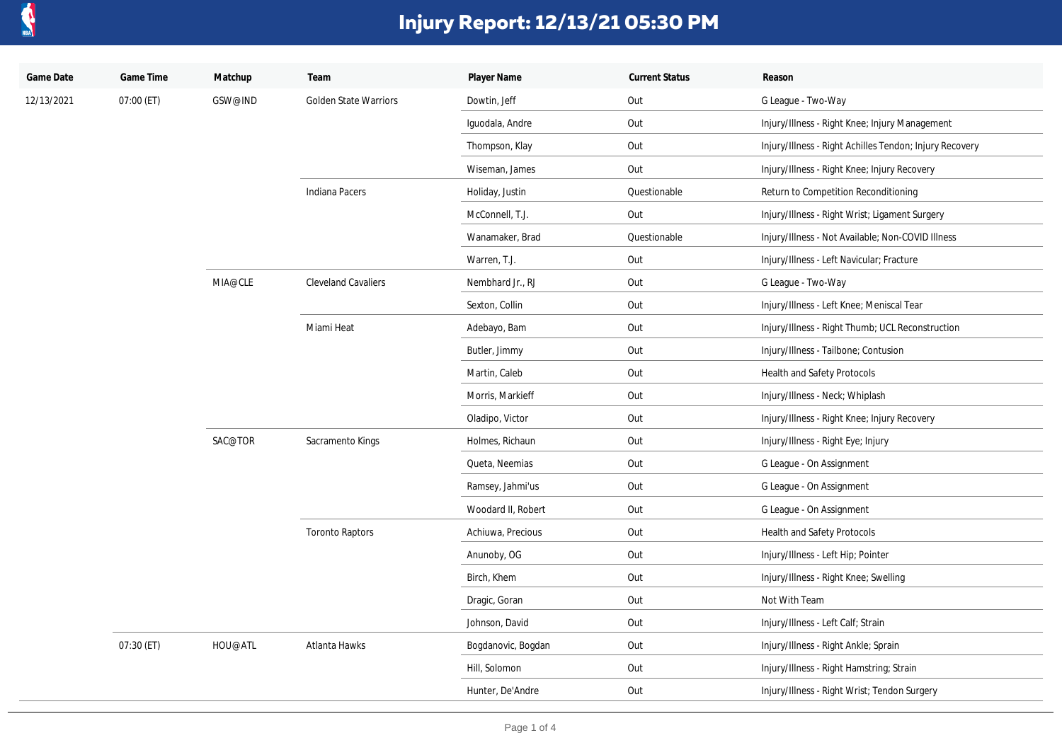# Injury Report: 12/13/21 05:30 PM

| Game Date | Game Time | Matchup | Team | Player Name | Current Status | Reason |
|---|---|---|---|---|---|---|
| 12/13/2021 | 07:00 (ET) | GSW@IND | Golden State Warriors | Dowtin, Jeff | Out | G League - Two-Way |
| | | | | Iguodala, Andre | Out | Injury/Illness - Right Knee; Injury Management |
| | | | | Thompson, Klay | Out | Injury/Illness - Right Achilles Tendon; Injury Recovery |
| | | | | Wiseman, James | Out | Injury/Illness - Right Knee; Injury Recovery |
| | | | Indiana Pacers | Holiday, Justin | Questionable | Return to Competition Reconditioning |
| | | | | McConnell, T.J. | Out | Injury/Illness - Right Wrist; Ligament Surgery |
| | | | | Wanamaker, Brad | Questionable | Injury/Illness - Not Available; Non-COVID Illness |
| | | | | Warren, T.J. | Out | Injury/Illness - Left Navicular; Fracture |
| | | MIA@CLE | Cleveland Cavaliers | Nembhard Jr., RJ | Out | G League - Two-Way |
| | | | | Sexton, Collin | Out | Injury/Illness - Left Knee; Meniscal Tear |
| | | | Miami Heat | Adebayo, Bam | Out | Injury/Illness - Right Thumb; UCL Reconstruction |
| | | | | Butler, Jimmy | Out | Injury/Illness - Tailbone; Contusion |
| | | | | Martin, Caleb | Out | Health and Safety Protocols |
| | | | | Morris, Markieff | Out | Injury/Illness - Neck; Whiplash |
| | | | | Oladipo, Victor | Out | Injury/Illness - Right Knee; Injury Recovery |
| | | SAC@TOR | Sacramento Kings | Holmes, Richaun | Out | Injury/Illness - Right Eye; Injury |
| | | | | Queta, Neemias | Out | G League - On Assignment |
| | | | | Ramsey, Jahmi'us | Out | G League - On Assignment |
| | | | | Woodard II, Robert | Out | G League - On Assignment |
| | | | Toronto Raptors | Achiuwa, Precious | Out | Health and Safety Protocols |
| | | | | Anunoby, OG | Out | Injury/Illness - Left Hip; Pointer |
| | | | | Birch, Khem | Out | Injury/Illness - Right Knee; Swelling |
| | | | | Dragic, Goran | Out | Not With Team |
| | | | | Johnson, David | Out | Injury/Illness - Left Calf; Strain |
| | 07:30 (ET) | HOU@ATL | Atlanta Hawks | Bogdanovic, Bogdan | Out | Injury/Illness - Right Ankle; Sprain |
| | | | | Hill, Solomon | Out | Injury/Illness - Right Hamstring; Strain |
| | | | | Hunter, De'Andre | Out | Injury/Illness - Right Wrist; Tendon Surgery |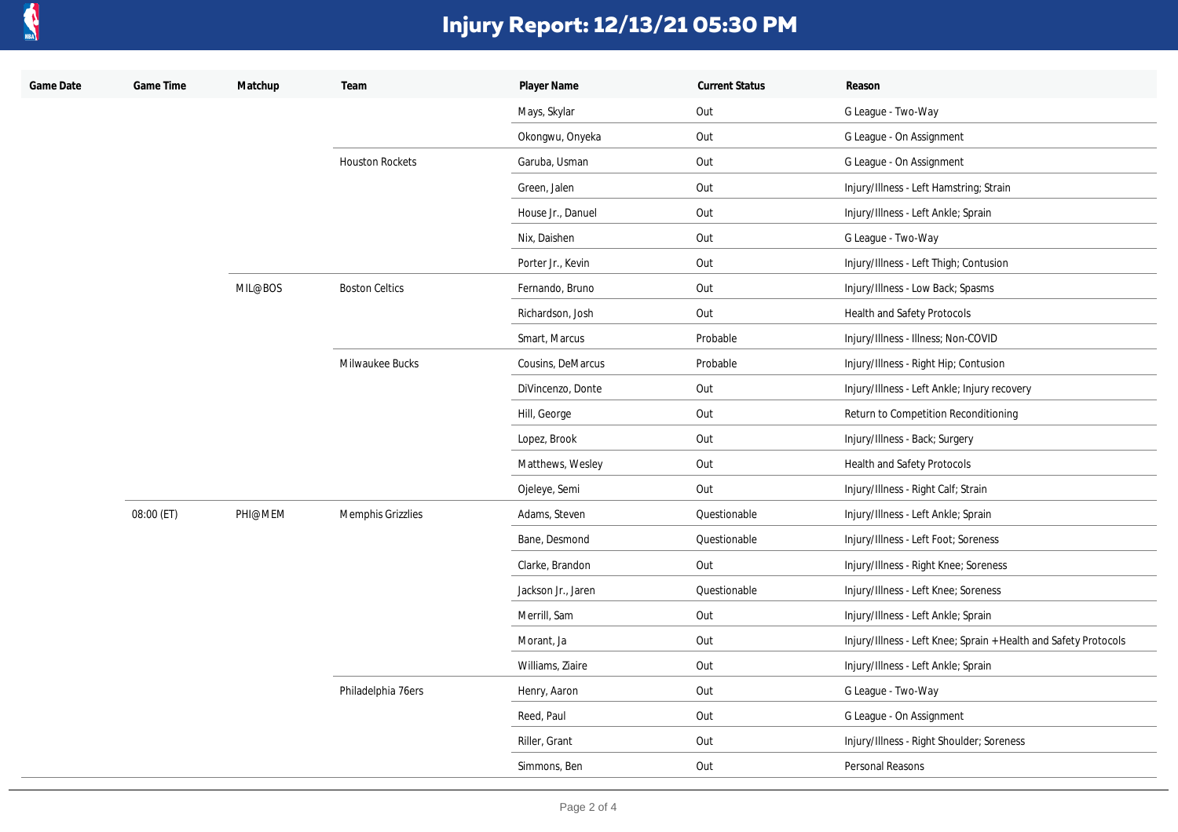# Injury Report: 12/13/21 05:30 PM

| Game Date | Game Time | Matchup | Team | Player Name | Current Status | Reason |
|---|---|---|---|---|---|---|
| | | | | Mays, Skylar | Out | G League - Two-Way |
| | | | | Okongwu, Onyeka | Out | G League - On Assignment |
| | | | Houston Rockets | Garuba, Usman | Out | G League - On Assignment |
| | | | | Green, Jalen | Out | Injury/Illness - Left Hamstring; Strain |
| | | | | House Jr., Danuel | Out | Injury/Illness - Left Ankle; Sprain |
| | | | | Nix, Daishen | Out | G League - Two-Way |
| | | | | Porter Jr., Kevin | Out | Injury/Illness - Left Thigh; Contusion |
| | | MIL@BOS | Boston Celtics | Fernando, Bruno | Out | Injury/Illness - Low Back; Spasms |
| | | | | Richardson, Josh | Out | Health and Safety Protocols |
| | | | | Smart, Marcus | Probable | Injury/Illness - Illness; Non-COVID |
| | | | Milwaukee Bucks | Cousins, DeMarcus | Probable | Injury/Illness - Right Hip; Contusion |
| | | | | DiVincenzo, Donte | Out | Injury/Illness - Left Ankle; Injury recovery |
| | | | | Hill, George | Out | Return to Competition Reconditioning |
| | | | | Lopez, Brook | Out | Injury/Illness - Back; Surgery |
| | | | | Matthews, Wesley | Out | Health and Safety Protocols |
| | | | | Ojeleye, Semi | Out | Injury/Illness - Right Calf; Strain |
| | 08:00 (ET) | PHI@MEM | Memphis Grizzlies | Adams, Steven | Questionable | Injury/Illness - Left Ankle; Sprain |
| | | | | Bane, Desmond | Questionable | Injury/Illness - Left Foot; Soreness |
| | | | | Clarke, Brandon | Out | Injury/Illness - Right Knee; Soreness |
| | | | | Jackson Jr., Jaren | Questionable | Injury/Illness - Left Knee; Soreness |
| | | | | Merrill, Sam | Out | Injury/Illness - Left Ankle; Sprain |
| | | | | Morant, Ja | Out | Injury/Illness - Left Knee; Sprain + Health and Safety Protocols |
| | | | | Williams, Ziaire | Out | Injury/Illness - Left Ankle; Sprain |
| | | | Philadelphia 76ers | Henry, Aaron | Out | G League - Two-Way |
| | | | | Reed, Paul | Out | G League - On Assignment |
| | | | | Riller, Grant | Out | Injury/Illness - Right Shoulder; Soreness |
| | | | | Simmons, Ben | Out | Personal Reasons |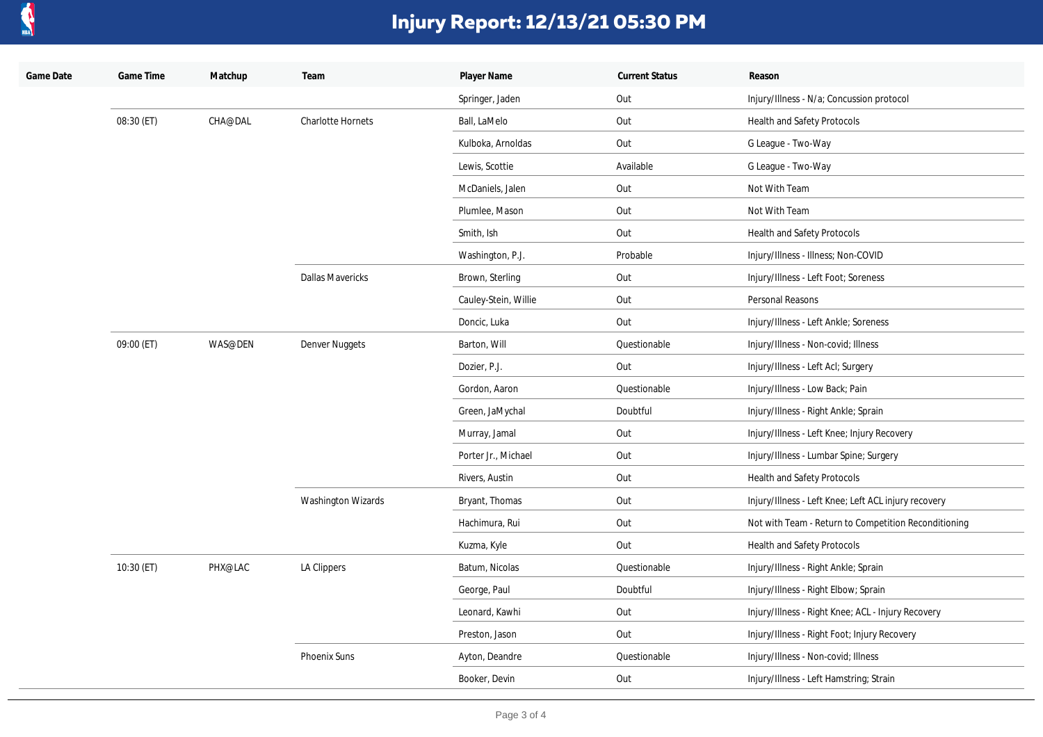# Injury Report: 12/13/21 05:30 PM

| Game Date | Game Time | Matchup | Team | Player Name | Current Status | Reason |
|---|---|---|---|---|---|---|
| | | | | Springer, Jaden | Out | Injury/Illness - N/a; Concussion protocol |
| | 08:30 (ET) | CHA@DAL | Charlotte Hornets | Ball, LaMelo | Out | Health and Safety Protocols |
| | | | | Kulboka, Arnoldas | Out | G League - Two-Way |
| | | | | Lewis, Scottie | Available | G League - Two-Way |
| | | | | McDaniels, Jalen | Out | Not With Team |
| | | | | Plumlee, Mason | Out | Not With Team |
| | | | | Smith, Ish | Out | Health and Safety Protocols |
| | | | | Washington, P.J. | Probable | Injury/Illness - Illness; Non-COVID |
| | | | Dallas Mavericks | Brown, Sterling | Out | Injury/Illness - Left Foot; Soreness |
| | | | | Cauley-Stein, Willie | Out | Personal Reasons |
| | | | | Doncic, Luka | Out | Injury/Illness - Left Ankle; Soreness |
| | 09:00 (ET) | WAS@DEN | Denver Nuggets | Barton, Will | Questionable | Injury/Illness - Non-covid; Illness |
| | | | | Dozier, P.J. | Out | Injury/Illness - Left Acl; Surgery |
| | | | | Gordon, Aaron | Questionable | Injury/Illness - Low Back; Pain |
| | | | | Green, JaMychal | Doubtful | Injury/Illness - Right Ankle; Sprain |
| | | | | Murray, Jamal | Out | Injury/Illness - Left Knee; Injury Recovery |
| | | | | Porter Jr., Michael | Out | Injury/Illness - Lumbar Spine; Surgery |
| | | | | Rivers, Austin | Out | Health and Safety Protocols |
| | | | Washington Wizards | Bryant, Thomas | Out | Injury/Illness - Left Knee; Left ACL injury recovery |
| | | | | Hachimura, Rui | Out | Not with Team - Return to Competition Reconditioning |
| | | | | Kuzma, Kyle | Out | Health and Safety Protocols |
| | 10:30 (ET) | PHX@LAC | LA Clippers | Batum, Nicolas | Questionable | Injury/Illness - Right Ankle; Sprain |
| | | | | George, Paul | Doubtful | Injury/Illness - Right Elbow; Sprain |
| | | | | Leonard, Kawhi | Out | Injury/Illness - Right Knee; ACL - Injury Recovery |
| | | | | Preston, Jason | Out | Injury/Illness - Right Foot; Injury Recovery |
| | | | Phoenix Suns | Ayton, Deandre | Questionable | Injury/Illness - Non-covid; Illness |
| | | | | Booker, Devin | Out | Injury/Illness - Left Hamstring; Strain |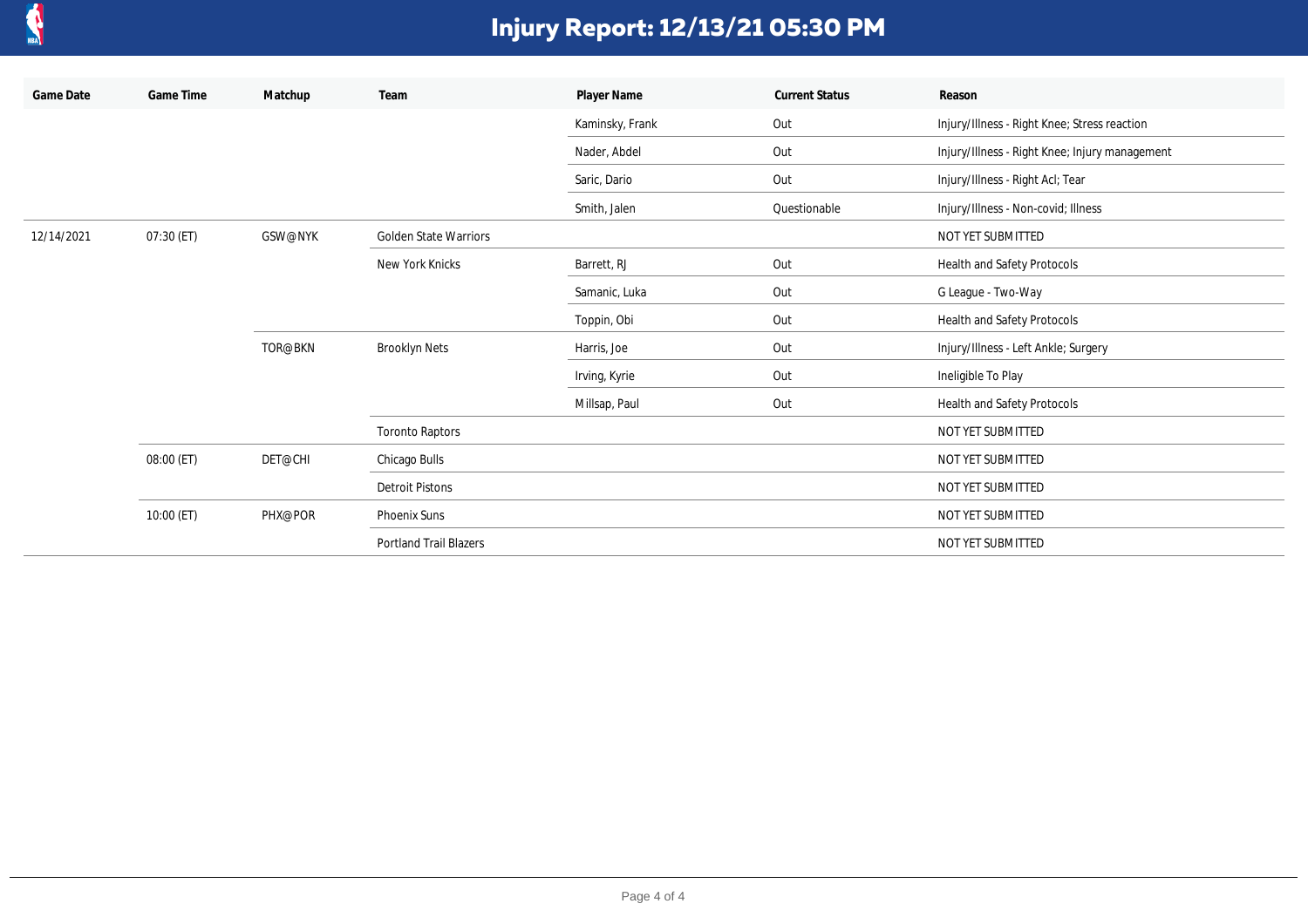# Injury Report: 12/13/21 05:30 PM

| Game Date | Game Time | Matchup | Team | Player Name | Current Status | Reason |
|---|---|---|---|---|---|---|
| | | | | Kaminsky, Frank | Out | Injury/Illness - Right Knee; Stress reaction |
| | | | | Nader, Abdel | Out | Injury/Illness - Right Knee; Injury management |
| | | | | Saric, Dario | Out | Injury/Illness - Right Acl; Tear |
| | | | | Smith, Jalen | Questionable | Injury/Illness - Non-covid; Illness |
| 12/14/2021 | 07:30 (ET) | GSW@NYK | Golden State Warriors | | | NOT YET SUBMITTED |
| | | | New York Knicks | Barrett, RJ | Out | Health and Safety Protocols |
| | | | | Samanic, Luka | Out | G League - Two-Way |
| | | | | Toppin, Obi | Out | Health and Safety Protocols |
| | | TOR@BKN | Brooklyn Nets | Harris, Joe | Out | Injury/Illness - Left Ankle; Surgery |
| | | | | Irving, Kyrie | Out | Ineligible To Play |
| | | | | Millsap, Paul | Out | Health and Safety Protocols |
| | | | Toronto Raptors | | | NOT YET SUBMITTED |
| | 08:00 (ET) | DET@CHI | Chicago Bulls | | | NOT YET SUBMITTED |
| | | | Detroit Pistons | | | NOT YET SUBMITTED |
| | 10:00 (ET) | PHX@POR | Phoenix Suns | | | NOT YET SUBMITTED |
| | | | Portland Trail Blazers | | | NOT YET SUBMITTED |